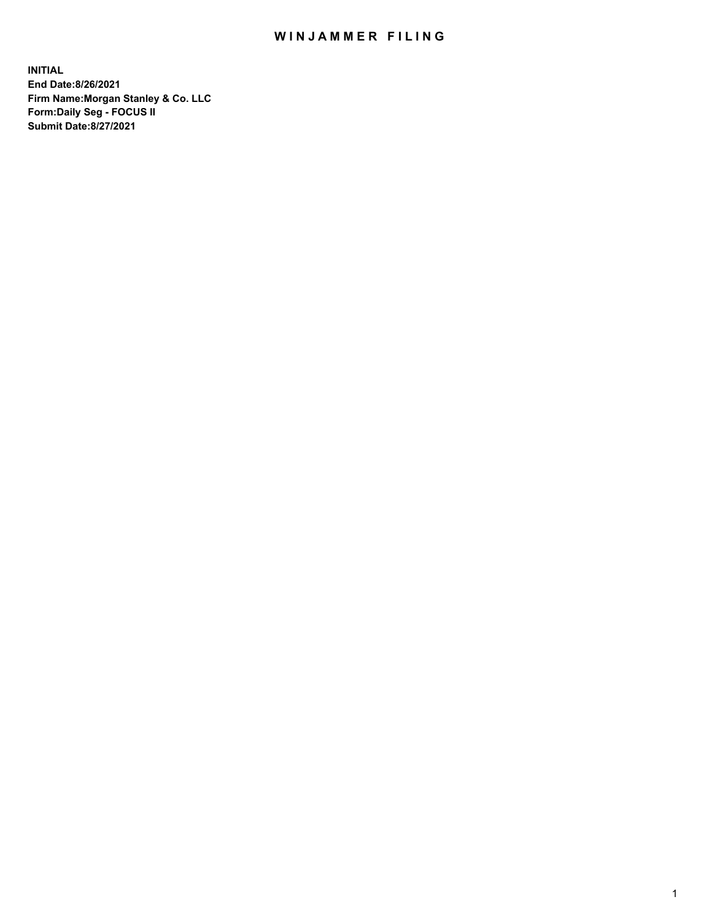# WINJAMMER FILING

**INITIAL**
**End Date:8/26/2021**
**Firm Name:Morgan Stanley & Co. LLC**
**Form:Daily Seg - FOCUS II**
**Submit Date:8/27/2021**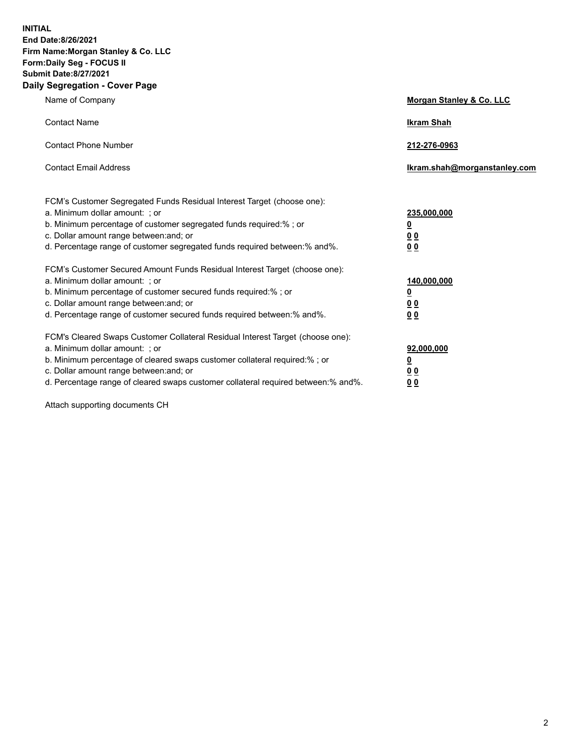**INITIAL**
**End Date:8/26/2021**
**Firm Name:Morgan Stanley & Co. LLC**
**Form:Daily Seg - FOCUS II**
**Submit Date:8/27/2021**

## Daily Segregation - Cover Page

| | |
|---|---|
| Name of Company | **Morgan Stanley & Co. LLC** |
| Contact Name | **Ikram Shah** |
| Contact Phone Number | **212-276-0963** |
| Contact Email Address | **Ikram.shah@morganstanley.com** |

| | |
|---|---|
| FCM's Customer Segregated Funds Residual Interest Target (choose one): | |
| a. Minimum dollar amount: ; or | **235,000,000** |
| b. Minimum percentage of customer segregated funds required:% ; or | **0** |
| c. Dollar amount range between:and; or | **0 0** |
| d. Percentage range of customer segregated funds required between:% and%. | **0 0** |
| FCM's Customer Secured Amount Funds Residual Interest Target (choose one): | |
| a. Minimum dollar amount: ; or | **140,000,000** |
| b. Minimum percentage of customer secured funds required:% ; or | **0** |
| c. Dollar amount range between:and; or | **0 0** |
| d. Percentage range of customer secured funds required between:% and%. | **0 0** |
| FCM's Cleared Swaps Customer Collateral Residual Interest Target (choose one): | |
| a. Minimum dollar amount: ; or | **92,000,000** |
| b. Minimum percentage of cleared swaps customer collateral required:% ; or | **0** |
| c. Dollar amount range between:and; or | **0 0** |
| d. Percentage range of cleared swaps customer collateral required between:% and%. | **0 0** |

Attach supporting documents CH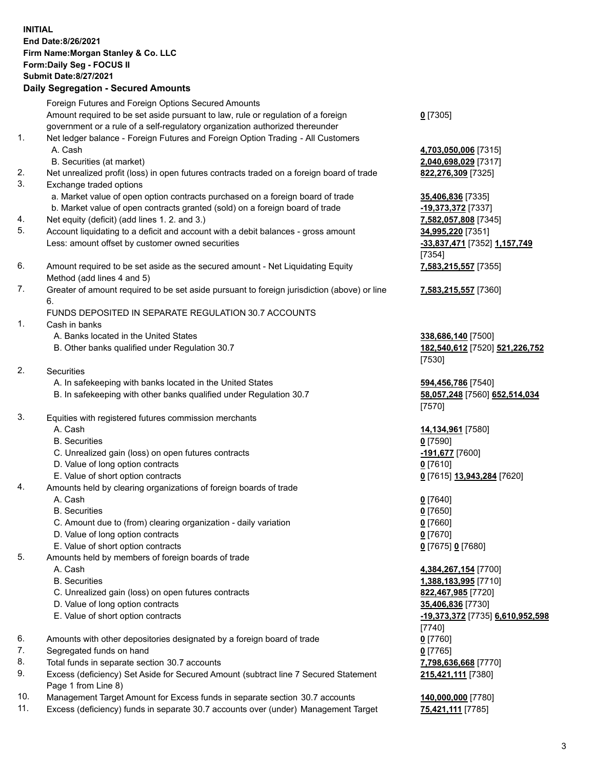**INITIAL**
**End Date:8/26/2021**
**Firm Name:Morgan Stanley & Co. LLC**
**Form:Daily Seg - FOCUS II**
**Submit Date:8/27/2021**

## Daily Segregation - Secured Amounts

| | | |
|---|---|---|
| | Foreign Futures and Foreign Options Secured Amounts | |
| | Amount required to be set aside pursuant to law, rule or regulation of a foreign government or a rule of a self-regulatory organization authorized thereunder | **0** [7305] |
| 1. | Net ledger balance - Foreign Futures and Foreign Option Trading - All Customers | |
| | A. Cash | **4,703,050,006** [7315] |
| | B. Securities (at market) | **2,040,698,029** [7317] |
| 2. | Net unrealized profit (loss) in open futures contracts traded on a foreign board of trade | **822,276,309** [7325] |
| 3. | Exchange traded options | |
| | a. Market value of open option contracts purchased on a foreign board of trade | **35,406,836** [7335] |
| | b. Market value of open contracts granted (sold) on a foreign board of trade | **-19,373,372** [7337] |
| 4. | Net equity (deficit) (add lines 1. 2. and 3.) | **7,582,057,808** [7345] |
| 5. | Account liquidating to a deficit and account with a debit balances - gross amount | **34,995,220** [7351] |
| | Less: amount offset by customer owned securities | **-33,837,471** [7352] **1,157,749** [7354] |
| 6. | Amount required to be set aside as the secured amount - Net Liquidating Equity Method (add lines 4 and 5) | **7,583,215,557** [7355] |
| 7. | Greater of amount required to be set aside pursuant to foreign jurisdiction (above) or line 6. | **7,583,215,557** [7360] |
| | FUNDS DEPOSITED IN SEPARATE REGULATION 30.7 ACCOUNTS | |
| 1. | Cash in banks | |
| | A. Banks located in the United States | **338,686,140** [7500] |
| | B. Other banks qualified under Regulation 30.7 | **182,540,612** [7520] **521,226,752** [7530] |
| 2. | Securities | |
| | A. In safekeeping with banks located in the United States | **594,456,786** [7540] |
| | B. In safekeeping with other banks qualified under Regulation 30.7 | **58,057,248** [7560] **652,514,034** [7570] |
| 3. | Equities with registered futures commission merchants | |
| | A. Cash | **14,134,961** [7580] |
| | B. Securities | **0** [7590] |
| | C. Unrealized gain (loss) on open futures contracts | **-191,677** [7600] |
| | D. Value of long option contracts | **0** [7610] |
| | E. Value of short option contracts | **0** [7615] **13,943,284** [7620] |
| 4. | Amounts held by clearing organizations of foreign boards of trade | |
| | A. Cash | **0** [7640] |
| | B. Securities | **0** [7650] |
| | C. Amount due to (from) clearing organization - daily variation | **0** [7660] |
| | D. Value of long option contracts | **0** [7670] |
| | E. Value of short option contracts | **0** [7675] **0** [7680] |
| 5. | Amounts held by members of foreign boards of trade | |
| | A. Cash | **4,384,267,154** [7700] |
| | B. Securities | **1,388,183,995** [7710] |
| | C. Unrealized gain (loss) on open futures contracts | **822,467,985** [7720] |
| | D. Value of long option contracts | **35,406,836** [7730] |
| | E. Value of short option contracts | **-19,373,372** [7735] **6,610,952,598** [7740] |
| 6. | Amounts with other depositories designated by a foreign board of trade | **0** [7760] |
| 7. | Segregated funds on hand | **0** [7765] |
| 8. | Total funds in separate section 30.7 accounts | **7,798,636,668** [7770] |
| 9. | Excess (deficiency) Set Aside for Secured Amount (subtract line 7 Secured Statement Page 1 from Line 8) | **215,421,111** [7380] |
| 10. | Management Target Amount for Excess funds in separate section 30.7 accounts | **140,000,000** [7780] |
| 11. | Excess (deficiency) funds in separate 30.7 accounts over (under) Management Target | **75,421,111** [7785] |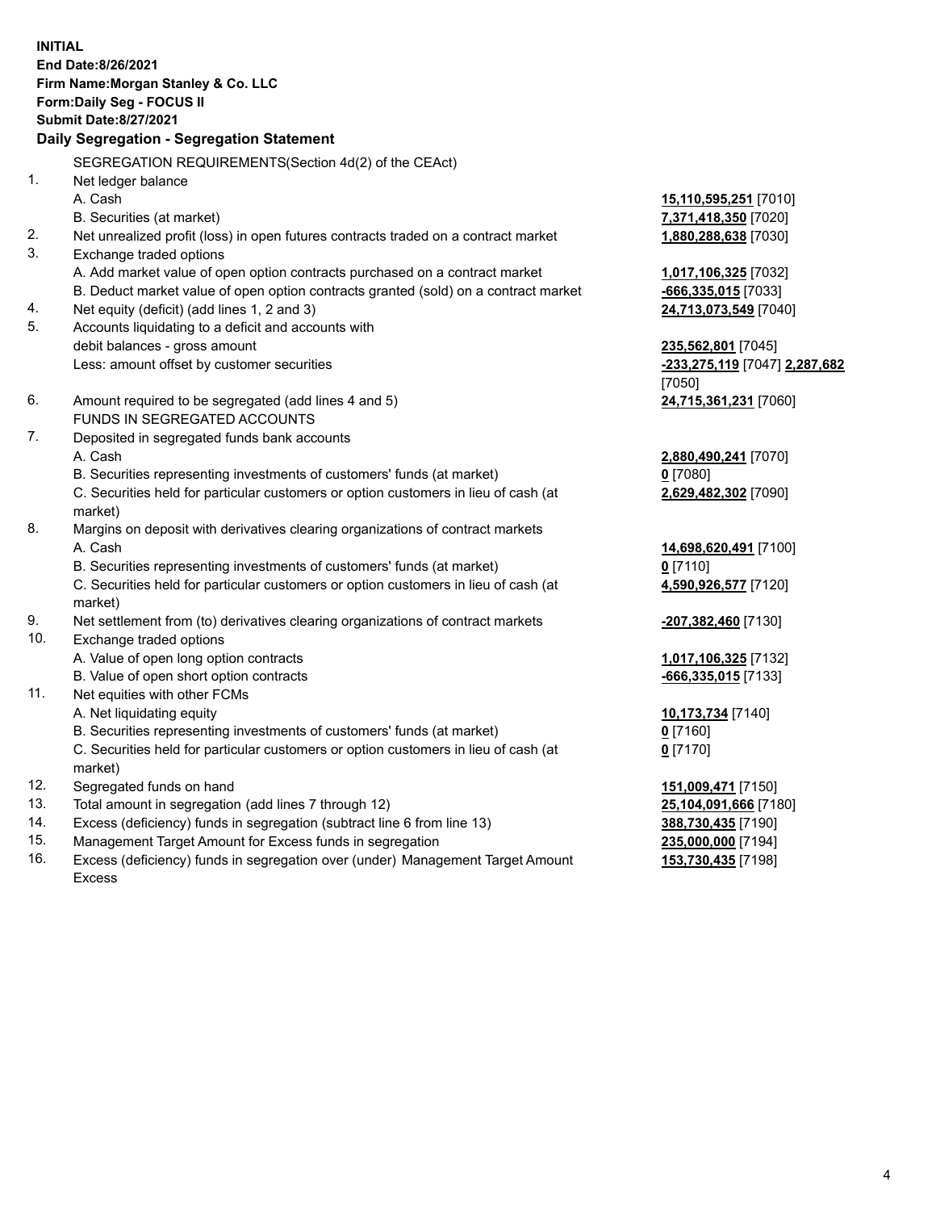**INITIAL**
**End Date:8/26/2021**
**Firm Name:Morgan Stanley & Co. LLC**
**Form:Daily Seg - FOCUS II**
**Submit Date:8/27/2021**

## Daily Segregation - Segregation Statement

| | | |
|---|---|---|
| | SEGREGATION REQUIREMENTS(Section 4d(2) of the CEAct) | |
| 1. | Net ledger balance | |
| | A. Cash | **15,110,595,251** [7010] |
| | B. Securities (at market) | **7,371,418,350** [7020] |
| 2. | Net unrealized profit (loss) in open futures contracts traded on a contract market | **1,880,288,638** [7030] |
| 3. | Exchange traded options | |
| | A. Add market value of open option contracts purchased on a contract market | **1,017,106,325** [7032] |
| | B. Deduct market value of open option contracts granted (sold) on a contract market | **-666,335,015** [7033] |
| 4. | Net equity (deficit) (add lines 1, 2 and 3) | **24,713,073,549** [7040] |
| 5. | Accounts liquidating to a deficit and accounts with debit balances - gross amount | **235,562,801** [7045] |
| | Less: amount offset by customer securities | **-233,275,119** [7047] **2,287,682** [7050] |
| 6. | Amount required to be segregated (add lines 4 and 5) | **24,715,361,231** [7060] |
| | FUNDS IN SEGREGATED ACCOUNTS | |
| 7. | Deposited in segregated funds bank accounts | |
| | A. Cash | **2,880,490,241** [7070] |
| | B. Securities representing investments of customers' funds (at market) | **0** [7080] |
| | C. Securities held for particular customers or option customers in lieu of cash (at market) | **2,629,482,302** [7090] |
| 8. | Margins on deposit with derivatives clearing organizations of contract markets | |
| | A. Cash | **14,698,620,491** [7100] |
| | B. Securities representing investments of customers' funds (at market) | **0** [7110] |
| | C. Securities held for particular customers or option customers in lieu of cash (at market) | **4,590,926,577** [7120] |
| 9. | Net settlement from (to) derivatives clearing organizations of contract markets | **-207,382,460** [7130] |
| 10. | Exchange traded options | |
| | A. Value of open long option contracts | **1,017,106,325** [7132] |
| | B. Value of open short option contracts | **-666,335,015** [7133] |
| 11. | Net equities with other FCMs | |
| | A. Net liquidating equity | **10,173,734** [7140] |
| | B. Securities representing investments of customers' funds (at market) | **0** [7160] |
| | C. Securities held for particular customers or option customers in lieu of cash (at market) | **0** [7170] |
| 12. | Segregated funds on hand | **151,009,471** [7150] |
| 13. | Total amount in segregation (add lines 7 through 12) | **25,104,091,666** [7180] |
| 14. | Excess (deficiency) funds in segregation (subtract line 6 from line 13) | **388,730,435** [7190] |
| 15. | Management Target Amount for Excess funds in segregation | **235,000,000** [7194] |
| 16. | Excess (deficiency) funds in segregation over (under) Management Target Amount Excess | **153,730,435** [7198] |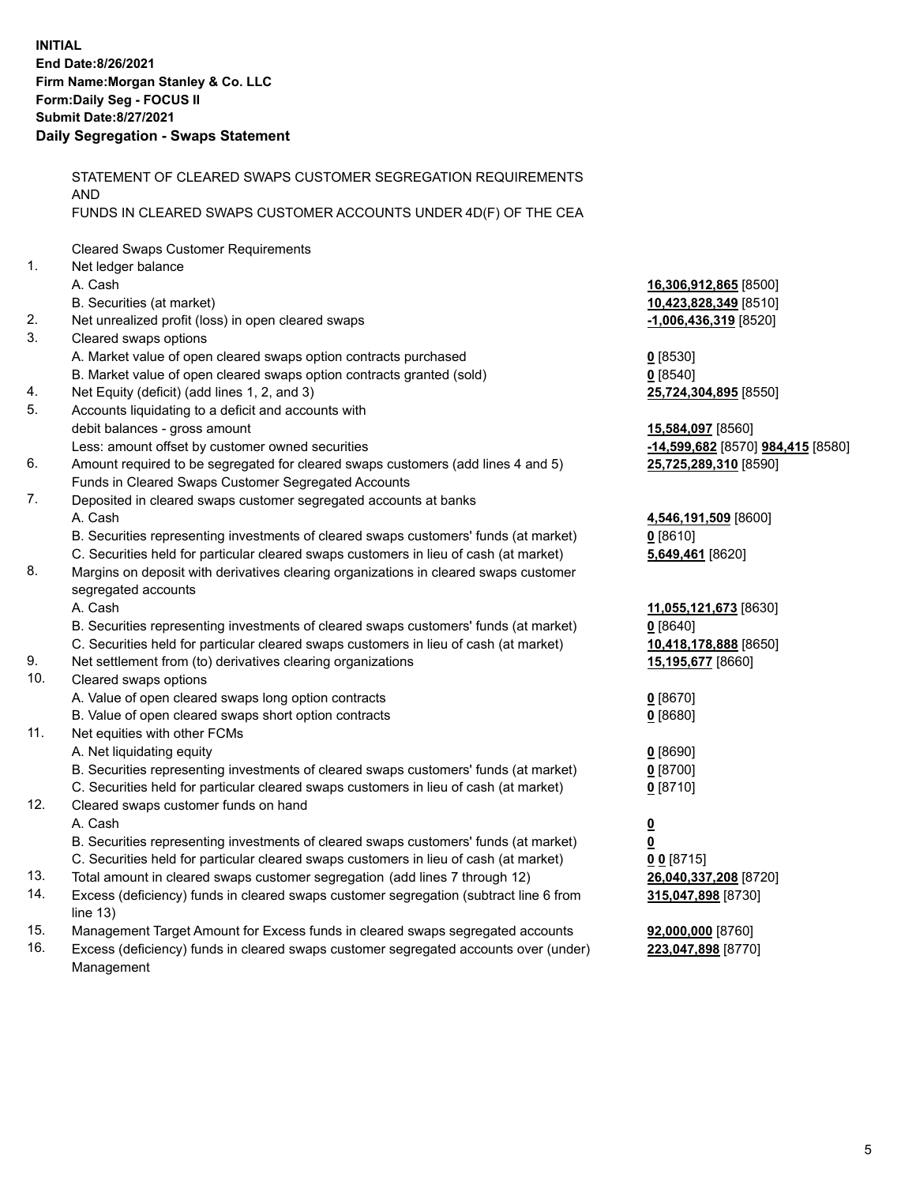**INITIAL**
**End Date:8/26/2021**
**Firm Name:Morgan Stanley & Co. LLC**
**Form:Daily Seg - FOCUS II**
**Submit Date:8/27/2021**
**Daily Segregation - Swaps Statement**

STATEMENT OF CLEARED SWAPS CUSTOMER SEGREGATION REQUIREMENTS AND FUNDS IN CLEARED SWAPS CUSTOMER ACCOUNTS UNDER 4D(F) OF THE CEA

| | | |
|---|---|---|
| | Cleared Swaps Customer Requirements | |
| 1. | Net ledger balance | |
| | A. Cash | **16,306,912,865** [8500] |
| | B. Securities (at market) | **10,423,828,349** [8510] |
| 2. | Net unrealized profit (loss) in open cleared swaps | **-1,006,436,319** [8520] |
| 3. | Cleared swaps options | |
| | A. Market value of open cleared swaps option contracts purchased | **0** [8530] |
| | B. Market value of open cleared swaps option contracts granted (sold) | **0** [8540] |
| 4. | Net Equity (deficit) (add lines 1, 2, and 3) | **25,724,304,895** [8550] |
| 5. | Accounts liquidating to a deficit and accounts with debit balances - gross amount | **15,584,097** [8560] |
| | Less: amount offset by customer owned securities | **-14,599,682** [8570] **984,415** [8580] |
| 6. | Amount required to be segregated for cleared swaps customers (add lines 4 and 5) | **25,725,289,310** [8590] |
| | Funds in Cleared Swaps Customer Segregated Accounts | |
| 7. | Deposited in cleared swaps customer segregated accounts at banks | |
| | A. Cash | **4,546,191,509** [8600] |
| | B. Securities representing investments of cleared swaps customers' funds (at market) | **0** [8610] |
| | C. Securities held for particular cleared swaps customers in lieu of cash (at market) | **5,649,461** [8620] |
| 8. | Margins on deposit with derivatives clearing organizations in cleared swaps customer segregated accounts | |
| | A. Cash | **11,055,121,673** [8630] |
| | B. Securities representing investments of cleared swaps customers' funds (at market) | **0** [8640] |
| | C. Securities held for particular cleared swaps customers in lieu of cash (at market) | **10,418,178,888** [8650] |
| 9. | Net settlement from (to) derivatives clearing organizations | **15,195,677** [8660] |
| 10. | Cleared swaps options | |
| | A. Value of open cleared swaps long option contracts | **0** [8670] |
| | B. Value of open cleared swaps short option contracts | **0** [8680] |
| 11. | Net equities with other FCMs | |
| | A. Net liquidating equity | **0** [8690] |
| | B. Securities representing investments of cleared swaps customers' funds (at market) | **0** [8700] |
| | C. Securities held for particular cleared swaps customers in lieu of cash (at market) | **0** [8710] |
| 12. | Cleared swaps customer funds on hand | |
| | A. Cash | **0** |
| | B. Securities representing investments of cleared swaps customers' funds (at market) | **0** |
| | C. Securities held for particular cleared swaps customers in lieu of cash (at market) | **0** **0** [8715] |
| 13. | Total amount in cleared swaps customer segregation (add lines 7 through 12) | **26,040,337,208** [8720] |
| 14. | Excess (deficiency) funds in cleared swaps customer segregation (subtract line 6 from line 13) | **315,047,898** [8730] |
| 15. | Management Target Amount for Excess funds in cleared swaps segregated accounts | **92,000,000** [8760] |
| 16. | Excess (deficiency) funds in cleared swaps customer segregated accounts over (under) Management | **223,047,898** [8770] |